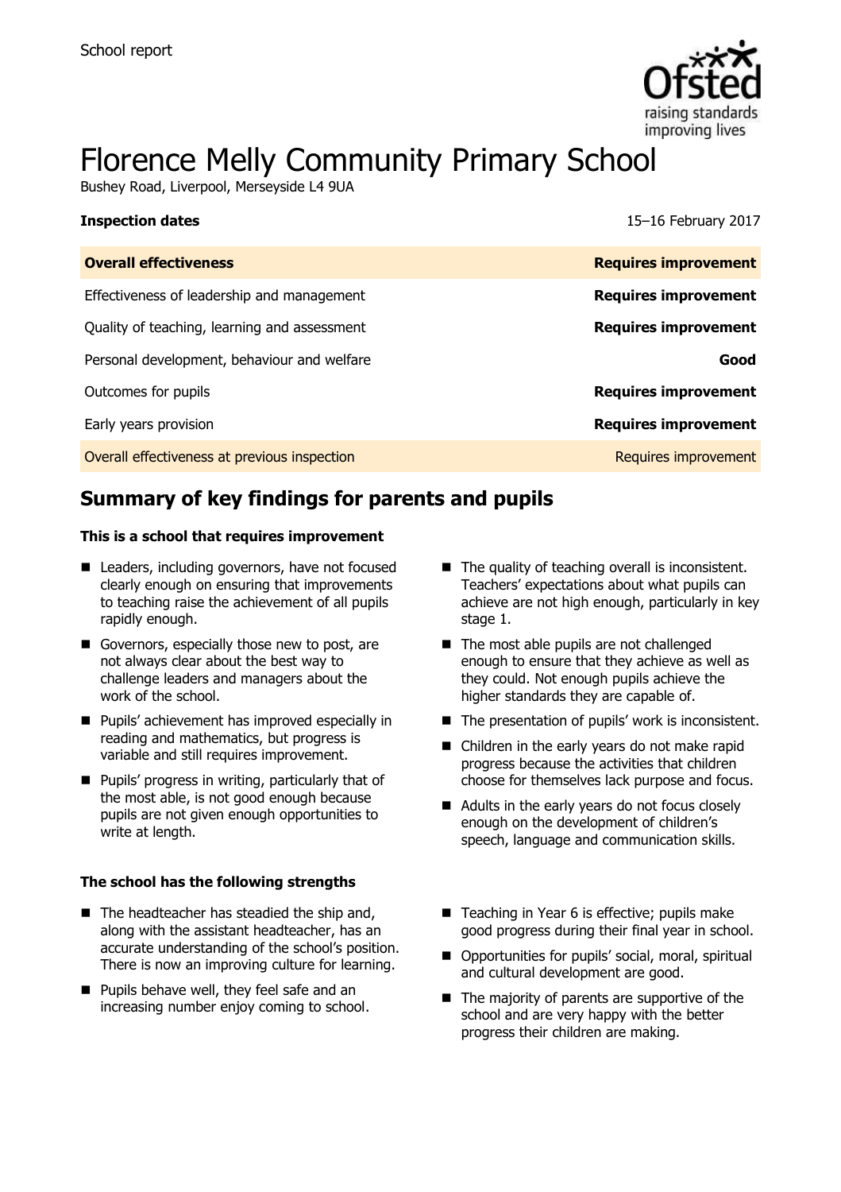School report

# Florence Melly Community Primary School

Bushey Road, Liverpool, Merseyside L4 9UA

| **Inspection dates** | 15–16 February 2017 |
| --- | --- |
| **Overall effectiveness** | **Requires improvement** |
| Effectiveness of leadership and management | **Requires improvement** |
| Quality of teaching, learning and assessment | **Requires improvement** |
| Personal development, behaviour and welfare | **Good** |
| Outcomes for pupils | **Requires improvement** |
| Early years provision | **Requires improvement** |
| Overall effectiveness at previous inspection | Requires improvement |

## Summary of key findings for parents and pupils

**This is a school that requires improvement**

- Leaders, including governors, have not focused clearly enough on ensuring that improvements to teaching raise the achievement of all pupils rapidly enough.
- Governors, especially those new to post, are not always clear about the best way to challenge leaders and managers about the work of the school.
- Pupils' achievement has improved especially in reading and mathematics, but progress is variable and still requires improvement.
- Pupils' progress in writing, particularly that of the most able, is not good enough because pupils are not given enough opportunities to write at length.
- The quality of teaching overall is inconsistent. Teachers' expectations about what pupils can achieve are not high enough, particularly in key stage 1.
- The most able pupils are not challenged enough to ensure that they achieve as well as they could. Not enough pupils achieve the higher standards they are capable of.
- The presentation of pupils' work is inconsistent.
- Children in the early years do not make rapid progress because the activities that children choose for themselves lack purpose and focus.
- Adults in the early years do not focus closely enough on the development of children's speech, language and communication skills.

**The school has the following strengths**

- The headteacher has steadied the ship and, along with the assistant headteacher, has an accurate understanding of the school's position. There is now an improving culture for learning.
- Pupils behave well, they feel safe and an increasing number enjoy coming to school.
- Teaching in Year 6 is effective; pupils make good progress during their final year in school.
- Opportunities for pupils' social, moral, spiritual and cultural development are good.
- The majority of parents are supportive of the school and are very happy with the better progress their children are making.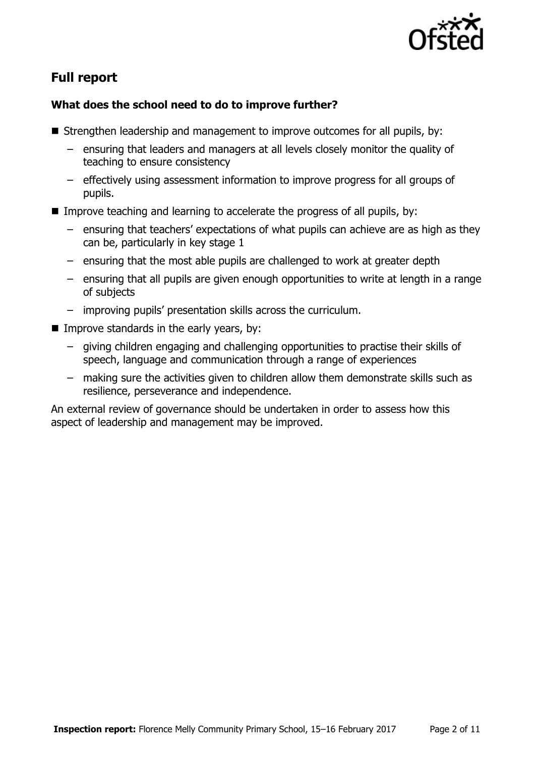## Full report

### What does the school need to do to improve further?

- Strengthen leadership and management to improve outcomes for all pupils, by:
  - ensuring that leaders and managers at all levels closely monitor the quality of teaching to ensure consistency
  - effectively using assessment information to improve progress for all groups of pupils.
- Improve teaching and learning to accelerate the progress of all pupils, by:
  - ensuring that teachers' expectations of what pupils can achieve are as high as they can be, particularly in key stage 1
  - ensuring that the most able pupils are challenged to work at greater depth
  - ensuring that all pupils are given enough opportunities to write at length in a range of subjects
  - improving pupils' presentation skills across the curriculum.
- Improve standards in the early years, by:
  - giving children engaging and challenging opportunities to practise their skills of speech, language and communication through a range of experiences
  - making sure the activities given to children allow them demonstrate skills such as resilience, perseverance and independence.

An external review of governance should be undertaken in order to assess how this aspect of leadership and management may be improved.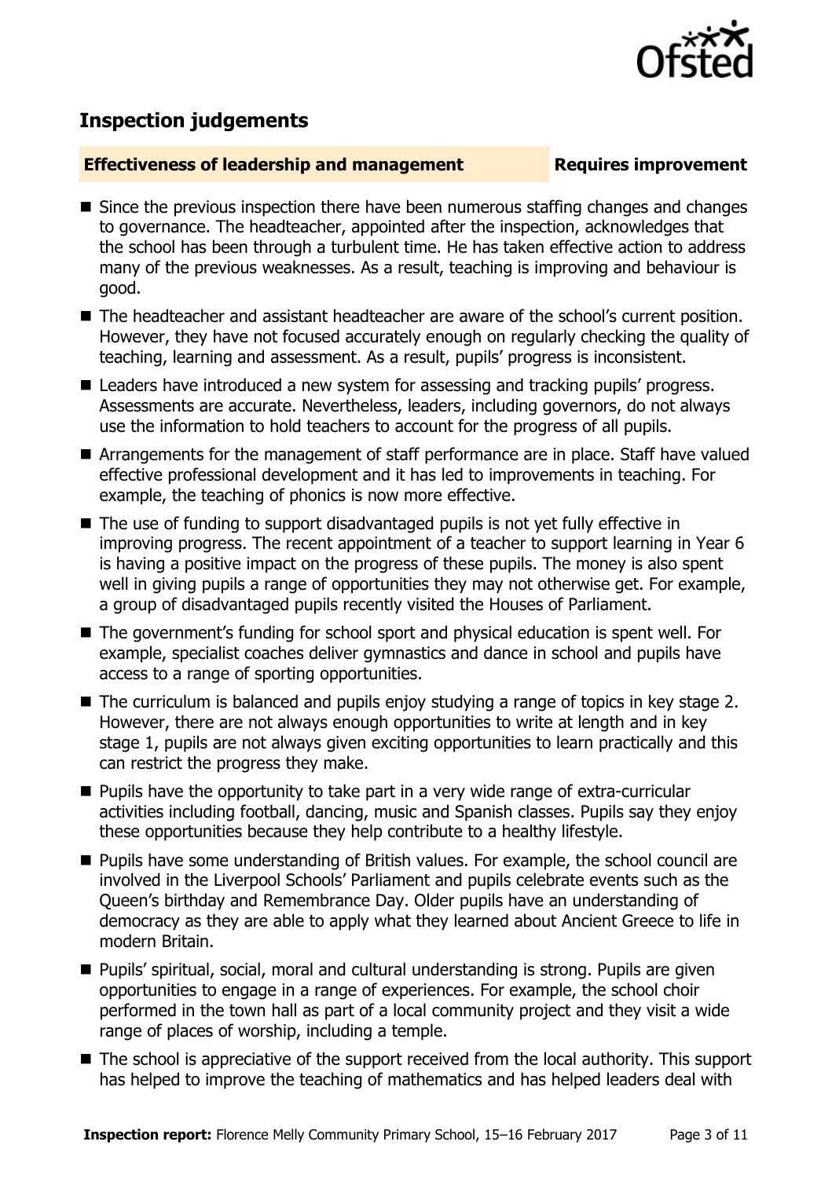## Inspection judgements

**Effectiveness of leadership and management** **Requires improvement**

- Since the previous inspection there have been numerous staffing changes and changes to governance. The headteacher, appointed after the inspection, acknowledges that the school has been through a turbulent time. He has taken effective action to address many of the previous weaknesses. As a result, teaching is improving and behaviour is good.
- The headteacher and assistant headteacher are aware of the school's current position. However, they have not focused accurately enough on regularly checking the quality of teaching, learning and assessment. As a result, pupils' progress is inconsistent.
- Leaders have introduced a new system for assessing and tracking pupils' progress. Assessments are accurate. Nevertheless, leaders, including governors, do not always use the information to hold teachers to account for the progress of all pupils.
- Arrangements for the management of staff performance are in place. Staff have valued effective professional development and it has led to improvements in teaching. For example, the teaching of phonics is now more effective.
- The use of funding to support disadvantaged pupils is not yet fully effective in improving progress. The recent appointment of a teacher to support learning in Year 6 is having a positive impact on the progress of these pupils. The money is also spent well in giving pupils a range of opportunities they may not otherwise get. For example, a group of disadvantaged pupils recently visited the Houses of Parliament.
- The government's funding for school sport and physical education is spent well. For example, specialist coaches deliver gymnastics and dance in school and pupils have access to a range of sporting opportunities.
- The curriculum is balanced and pupils enjoy studying a range of topics in key stage 2. However, there are not always enough opportunities to write at length and in key stage 1, pupils are not always given exciting opportunities to learn practically and this can restrict the progress they make.
- Pupils have the opportunity to take part in a very wide range of extra-curricular activities including football, dancing, music and Spanish classes. Pupils say they enjoy these opportunities because they help contribute to a healthy lifestyle.
- Pupils have some understanding of British values. For example, the school council are involved in the Liverpool Schools' Parliament and pupils celebrate events such as the Queen's birthday and Remembrance Day. Older pupils have an understanding of democracy as they are able to apply what they learned about Ancient Greece to life in modern Britain.
- Pupils' spiritual, social, moral and cultural understanding is strong. Pupils are given opportunities to engage in a range of experiences. For example, the school choir performed in the town hall as part of a local community project and they visit a wide range of places of worship, including a temple.
- The school is appreciative of the support received from the local authority. This support has helped to improve the teaching of mathematics and has helped leaders deal with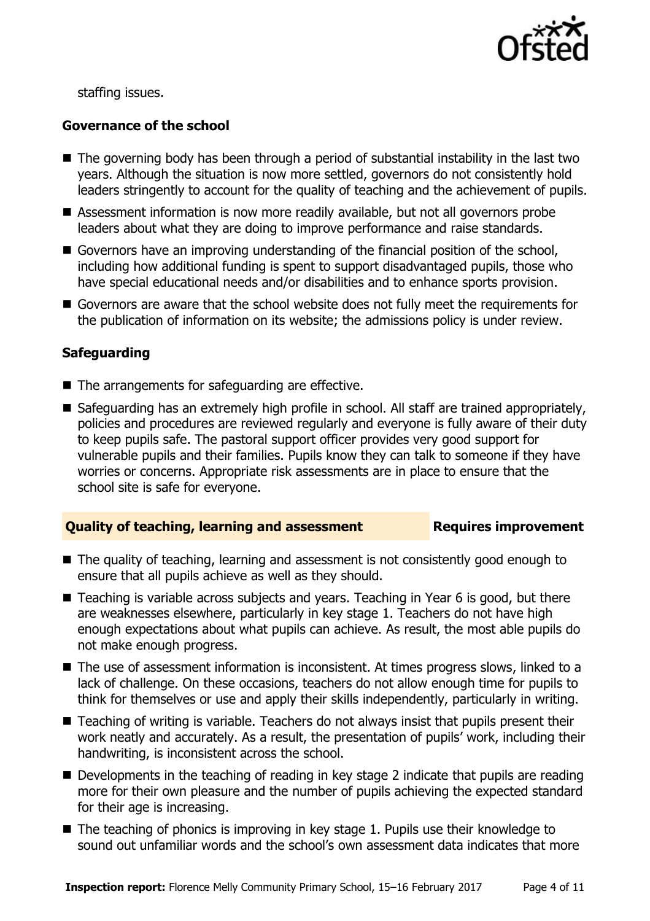staffing issues.

### Governance of the school

- The governing body has been through a period of substantial instability in the last two years. Although the situation is now more settled, governors do not consistently hold leaders stringently to account for the quality of teaching and the achievement of pupils.
- Assessment information is now more readily available, but not all governors probe leaders about what they are doing to improve performance and raise standards.
- Governors have an improving understanding of the financial position of the school, including how additional funding is spent to support disadvantaged pupils, those who have special educational needs and/or disabilities and to enhance sports provision.
- Governors are aware that the school website does not fully meet the requirements for the publication of information on its website; the admissions policy is under review.

### Safeguarding

- The arrangements for safeguarding are effective.
- Safeguarding has an extremely high profile in school. All staff are trained appropriately, policies and procedures are reviewed regularly and everyone is fully aware of their duty to keep pupils safe. The pastoral support officer provides very good support for vulnerable pupils and their families. Pupils know they can talk to someone if they have worries or concerns. Appropriate risk assessments are in place to ensure that the school site is safe for everyone.

## Quality of teaching, learning and assessment — Requires improvement

- The quality of teaching, learning and assessment is not consistently good enough to ensure that all pupils achieve as well as they should.
- Teaching is variable across subjects and years. Teaching in Year 6 is good, but there are weaknesses elsewhere, particularly in key stage 1. Teachers do not have high enough expectations about what pupils can achieve. As result, the most able pupils do not make enough progress.
- The use of assessment information is inconsistent. At times progress slows, linked to a lack of challenge. On these occasions, teachers do not allow enough time for pupils to think for themselves or use and apply their skills independently, particularly in writing.
- Teaching of writing is variable. Teachers do not always insist that pupils present their work neatly and accurately. As a result, the presentation of pupils' work, including their handwriting, is inconsistent across the school.
- Developments in the teaching of reading in key stage 2 indicate that pupils are reading more for their own pleasure and the number of pupils achieving the expected standard for their age is increasing.
- The teaching of phonics is improving in key stage 1. Pupils use their knowledge to sound out unfamiliar words and the school's own assessment data indicates that more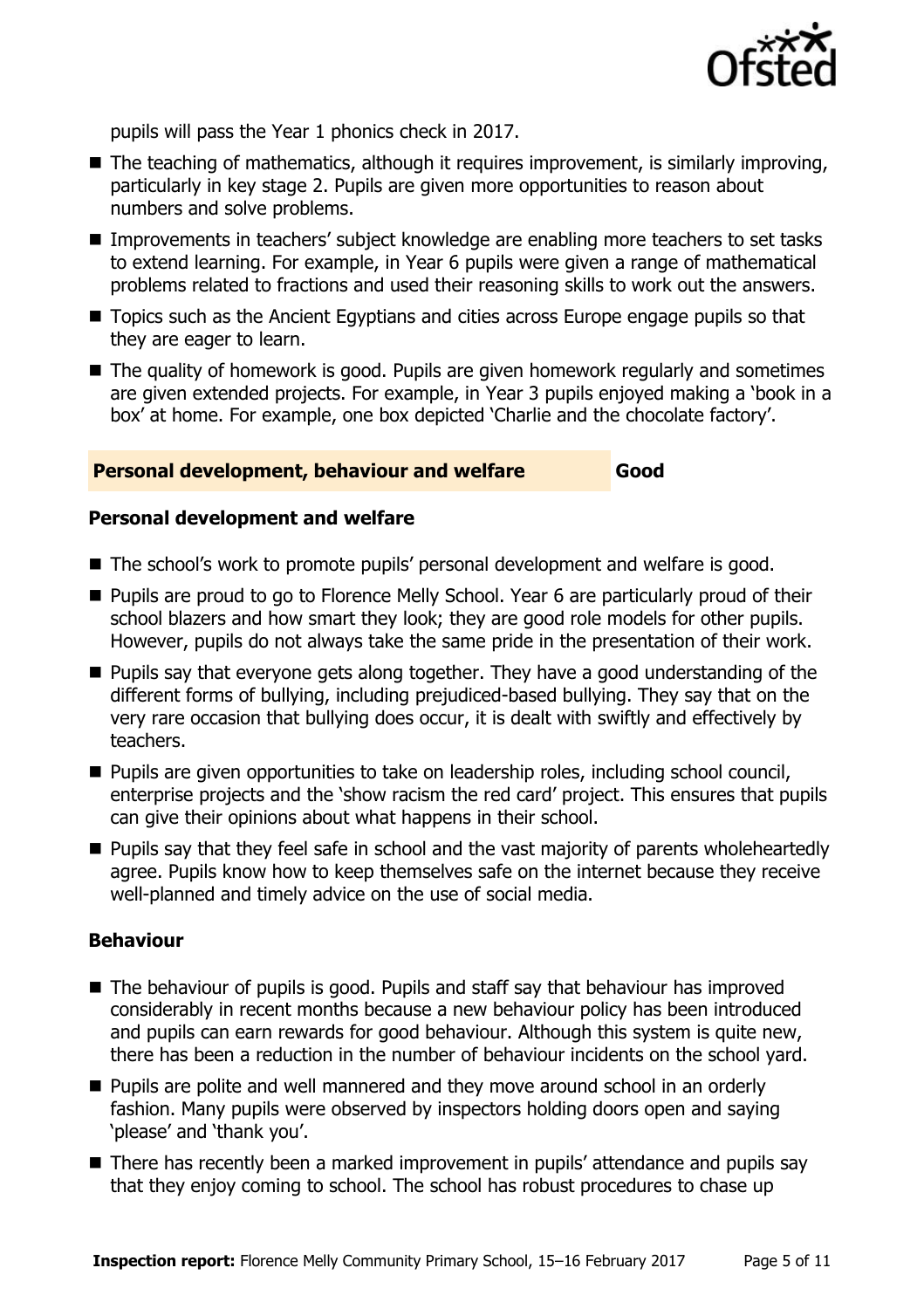pupils will pass the Year 1 phonics check in 2017.

- The teaching of mathematics, although it requires improvement, is similarly improving, particularly in key stage 2. Pupils are given more opportunities to reason about numbers and solve problems.
- Improvements in teachers' subject knowledge are enabling more teachers to set tasks to extend learning. For example, in Year 6 pupils were given a range of mathematical problems related to fractions and used their reasoning skills to work out the answers.
- Topics such as the Ancient Egyptians and cities across Europe engage pupils so that they are eager to learn.
- The quality of homework is good. Pupils are given homework regularly and sometimes are given extended projects. For example, in Year 3 pupils enjoyed making a 'book in a box' at home. For example, one box depicted 'Charlie and the chocolate factory'.

## Personal development, behaviour and welfare — Good

### Personal development and welfare

- The school's work to promote pupils' personal development and welfare is good.
- Pupils are proud to go to Florence Melly School. Year 6 are particularly proud of their school blazers and how smart they look; they are good role models for other pupils. However, pupils do not always take the same pride in the presentation of their work.
- Pupils say that everyone gets along together. They have a good understanding of the different forms of bullying, including prejudiced-based bullying. They say that on the very rare occasion that bullying does occur, it is dealt with swiftly and effectively by teachers.
- Pupils are given opportunities to take on leadership roles, including school council, enterprise projects and the 'show racism the red card' project. This ensures that pupils can give their opinions about what happens in their school.
- Pupils say that they feel safe in school and the vast majority of parents wholeheartedly agree. Pupils know how to keep themselves safe on the internet because they receive well-planned and timely advice on the use of social media.

### Behaviour

- The behaviour of pupils is good. Pupils and staff say that behaviour has improved considerably in recent months because a new behaviour policy has been introduced and pupils can earn rewards for good behaviour. Although this system is quite new, there has been a reduction in the number of behaviour incidents on the school yard.
- Pupils are polite and well mannered and they move around school in an orderly fashion. Many pupils were observed by inspectors holding doors open and saying 'please' and 'thank you'.
- There has recently been a marked improvement in pupils' attendance and pupils say that they enjoy coming to school. The school has robust procedures to chase up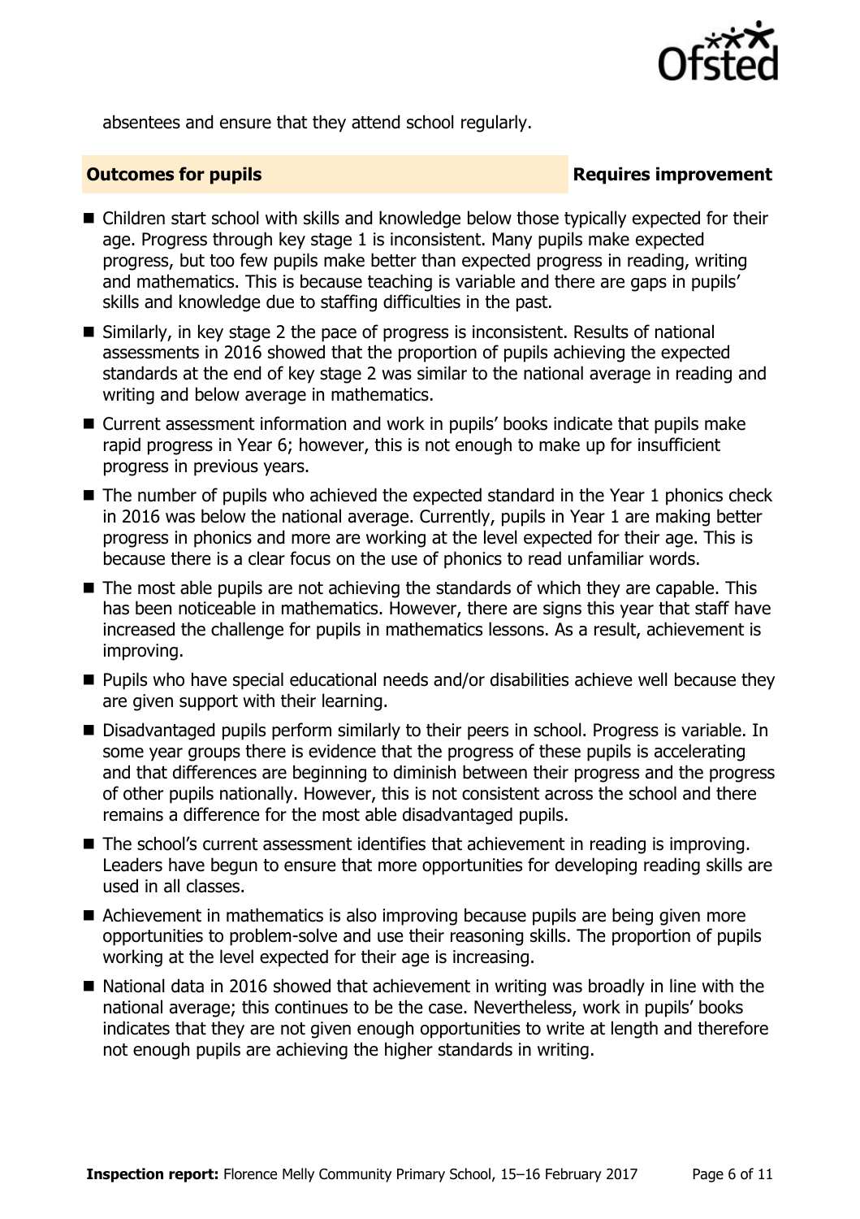absentees and ensure that they attend school regularly.

## Outcomes for pupils — Requires improvement

- Children start school with skills and knowledge below those typically expected for their age. Progress through key stage 1 is inconsistent. Many pupils make expected progress, but too few pupils make better than expected progress in reading, writing and mathematics. This is because teaching is variable and there are gaps in pupils' skills and knowledge due to staffing difficulties in the past.
- Similarly, in key stage 2 the pace of progress is inconsistent. Results of national assessments in 2016 showed that the proportion of pupils achieving the expected standards at the end of key stage 2 was similar to the national average in reading and writing and below average in mathematics.
- Current assessment information and work in pupils' books indicate that pupils make rapid progress in Year 6; however, this is not enough to make up for insufficient progress in previous years.
- The number of pupils who achieved the expected standard in the Year 1 phonics check in 2016 was below the national average. Currently, pupils in Year 1 are making better progress in phonics and more are working at the level expected for their age. This is because there is a clear focus on the use of phonics to read unfamiliar words.
- The most able pupils are not achieving the standards of which they are capable. This has been noticeable in mathematics. However, there are signs this year that staff have increased the challenge for pupils in mathematics lessons. As a result, achievement is improving.
- Pupils who have special educational needs and/or disabilities achieve well because they are given support with their learning.
- Disadvantaged pupils perform similarly to their peers in school. Progress is variable. In some year groups there is evidence that the progress of these pupils is accelerating and that differences are beginning to diminish between their progress and the progress of other pupils nationally. However, this is not consistent across the school and there remains a difference for the most able disadvantaged pupils.
- The school's current assessment identifies that achievement in reading is improving. Leaders have begun to ensure that more opportunities for developing reading skills are used in all classes.
- Achievement in mathematics is also improving because pupils are being given more opportunities to problem-solve and use their reasoning skills. The proportion of pupils working at the level expected for their age is increasing.
- National data in 2016 showed that achievement in writing was broadly in line with the national average; this continues to be the case. Nevertheless, work in pupils' books indicates that they are not given enough opportunities to write at length and therefore not enough pupils are achieving the higher standards in writing.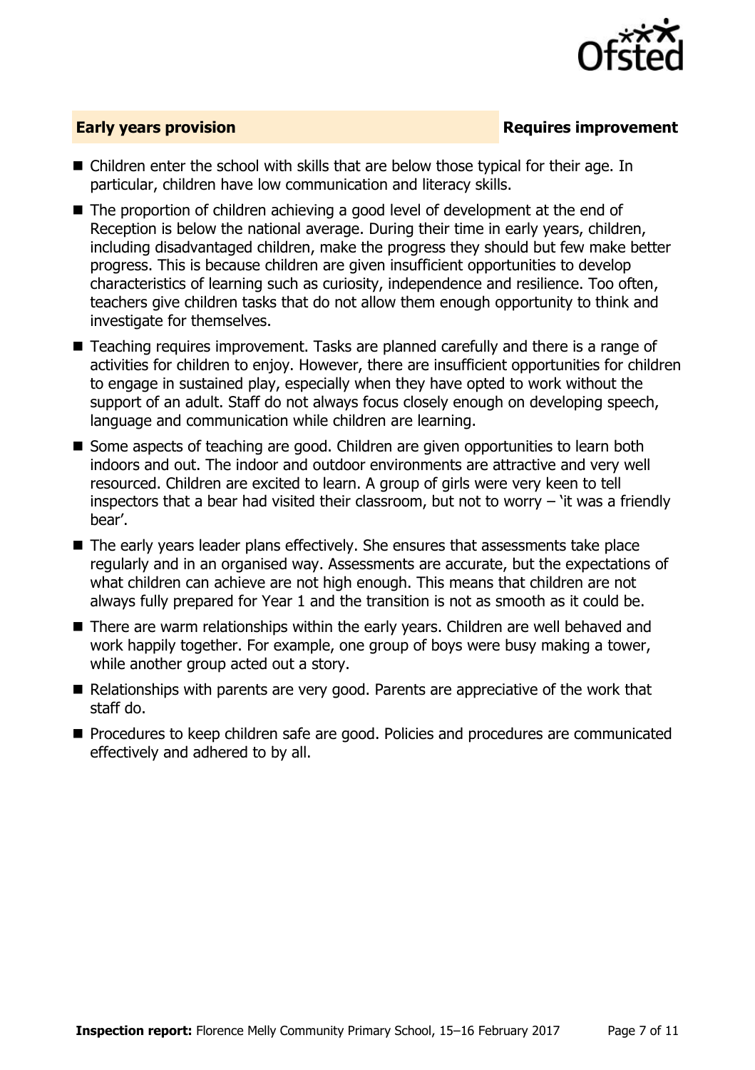## Early years provision — Requires improvement

- Children enter the school with skills that are below those typical for their age. In particular, children have low communication and literacy skills.
- The proportion of children achieving a good level of development at the end of Reception is below the national average. During their time in early years, children, including disadvantaged children, make the progress they should but few make better progress. This is because children are given insufficient opportunities to develop characteristics of learning such as curiosity, independence and resilience. Too often, teachers give children tasks that do not allow them enough opportunity to think and investigate for themselves.
- Teaching requires improvement. Tasks are planned carefully and there is a range of activities for children to enjoy. However, there are insufficient opportunities for children to engage in sustained play, especially when they have opted to work without the support of an adult. Staff do not always focus closely enough on developing speech, language and communication while children are learning.
- Some aspects of teaching are good. Children are given opportunities to learn both indoors and out. The indoor and outdoor environments are attractive and very well resourced. Children are excited to learn. A group of girls were very keen to tell inspectors that a bear had visited their classroom, but not to worry – 'it was a friendly bear'.
- The early years leader plans effectively. She ensures that assessments take place regularly and in an organised way. Assessments are accurate, but the expectations of what children can achieve are not high enough. This means that children are not always fully prepared for Year 1 and the transition is not as smooth as it could be.
- There are warm relationships within the early years. Children are well behaved and work happily together. For example, one group of boys were busy making a tower, while another group acted out a story.
- Relationships with parents are very good. Parents are appreciative of the work that staff do.
- Procedures to keep children safe are good. Policies and procedures are communicated effectively and adhered to by all.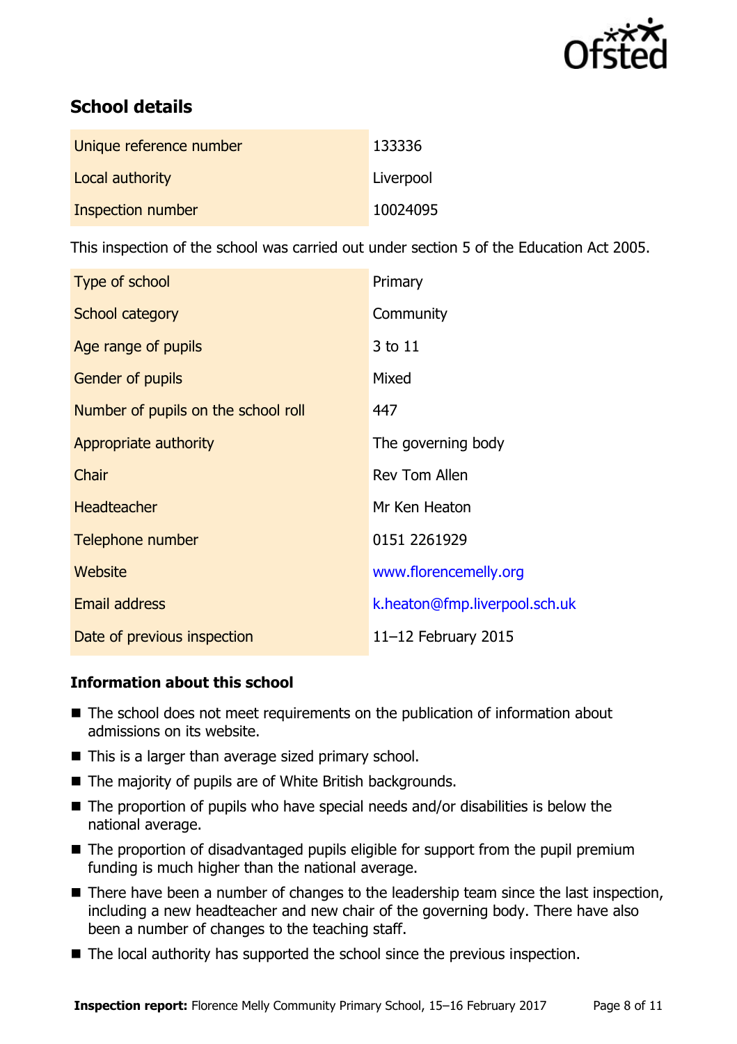## School details

| | |
|---|---|
| Unique reference number | 133336 |
| Local authority | Liverpool |
| Inspection number | 10024095 |

This inspection of the school was carried out under section 5 of the Education Act 2005.

| | |
|---|---|
| Type of school | Primary |
| School category | Community |
| Age range of pupils | 3 to 11 |
| Gender of pupils | Mixed |
| Number of pupils on the school roll | 447 |
| Appropriate authority | The governing body |
| Chair | Rev Tom Allen |
| Headteacher | Mr Ken Heaton |
| Telephone number | 0151 2261929 |
| Website | www.florencemelly.org |
| Email address | k.heaton@fmp.liverpool.sch.uk |
| Date of previous inspection | 11–12 February 2015 |

### Information about this school

- The school does not meet requirements on the publication of information about admissions on its website.
- This is a larger than average sized primary school.
- The majority of pupils are of White British backgrounds.
- The proportion of pupils who have special needs and/or disabilities is below the national average.
- The proportion of disadvantaged pupils eligible for support from the pupil premium funding is much higher than the national average.
- There have been a number of changes to the leadership team since the last inspection, including a new headteacher and new chair of the governing body. There have also been a number of changes to the teaching staff.
- The local authority has supported the school since the previous inspection.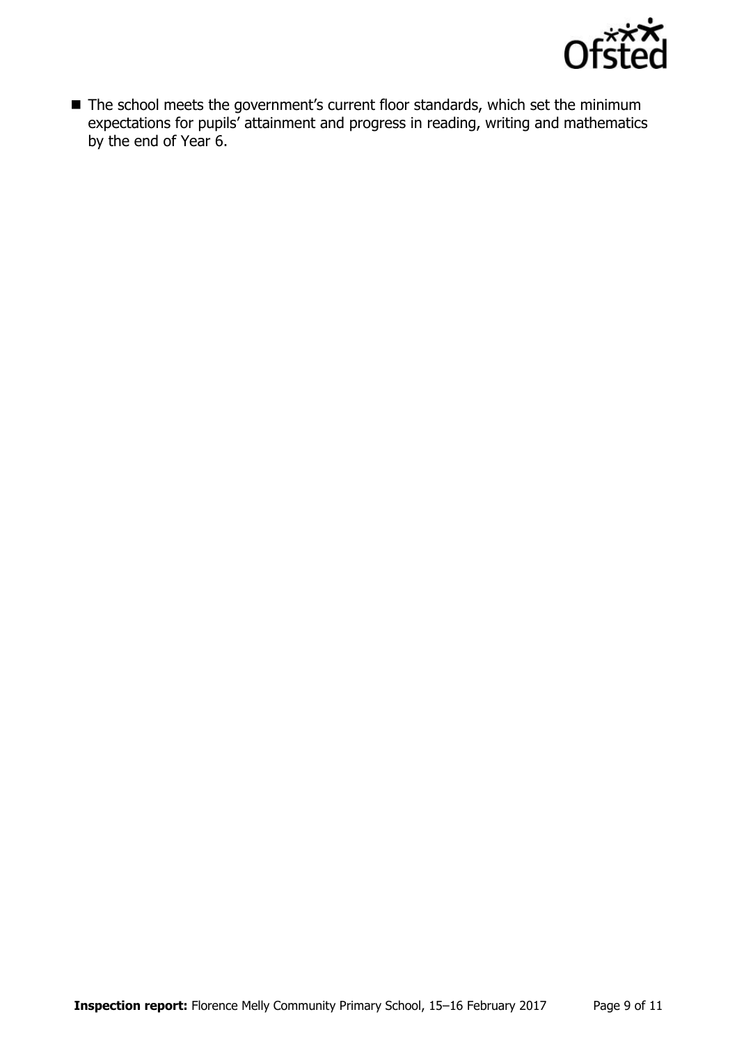- The school meets the government's current floor standards, which set the minimum expectations for pupils' attainment and progress in reading, writing and mathematics by the end of Year 6.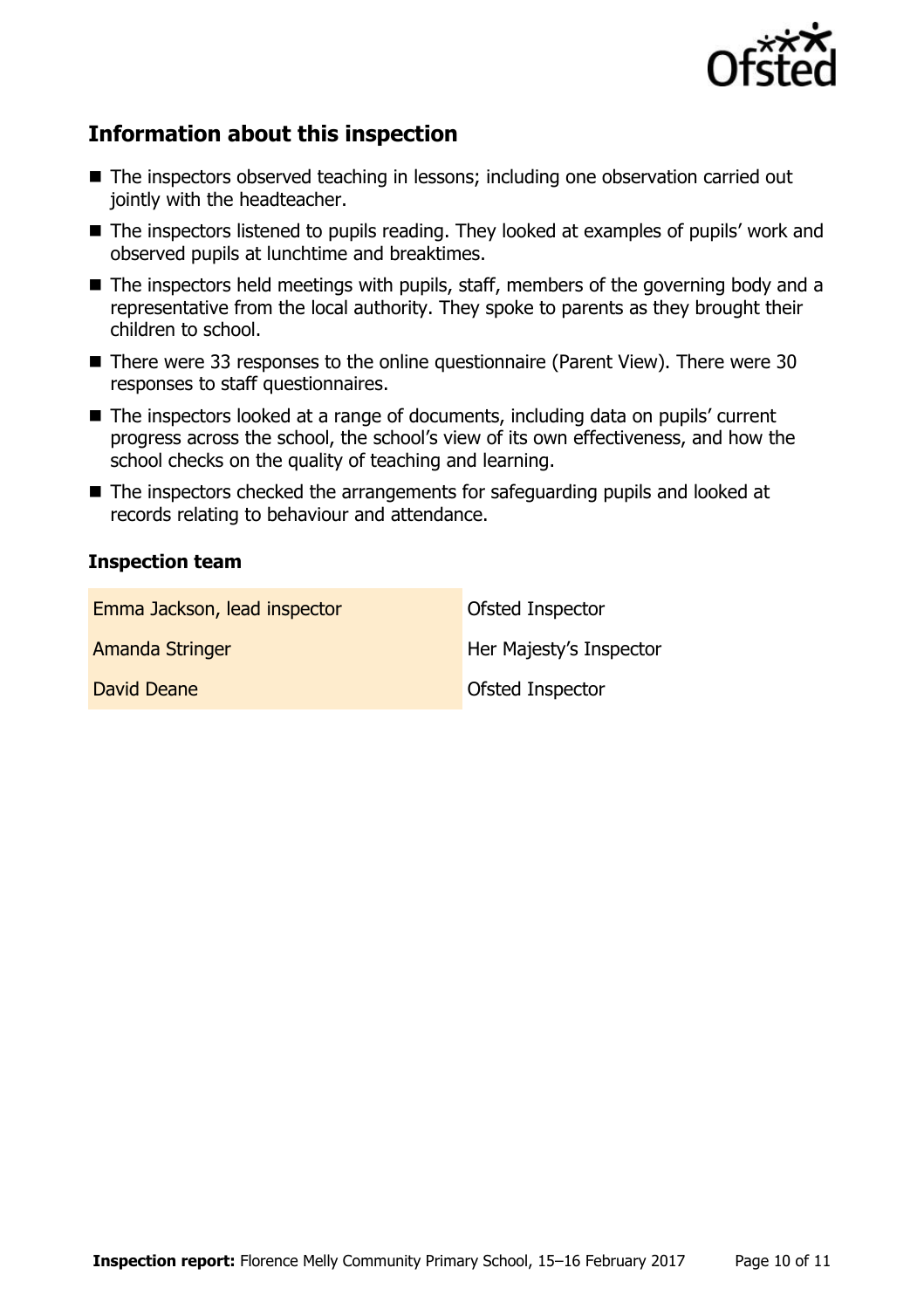## Information about this inspection

- The inspectors observed teaching in lessons; including one observation carried out jointly with the headteacher.
- The inspectors listened to pupils reading. They looked at examples of pupils' work and observed pupils at lunchtime and breaktimes.
- The inspectors held meetings with pupils, staff, members of the governing body and a representative from the local authority. They spoke to parents as they brought their children to school.
- There were 33 responses to the online questionnaire (Parent View). There were 30 responses to staff questionnaires.
- The inspectors looked at a range of documents, including data on pupils' current progress across the school, the school's view of its own effectiveness, and how the school checks on the quality of teaching and learning.
- The inspectors checked the arrangements for safeguarding pupils and looked at records relating to behaviour and attendance.

### Inspection team

| | |
|---|---|
| Emma Jackson, lead inspector | Ofsted Inspector |
| Amanda Stringer | Her Majesty's Inspector |
| David Deane | Ofsted Inspector |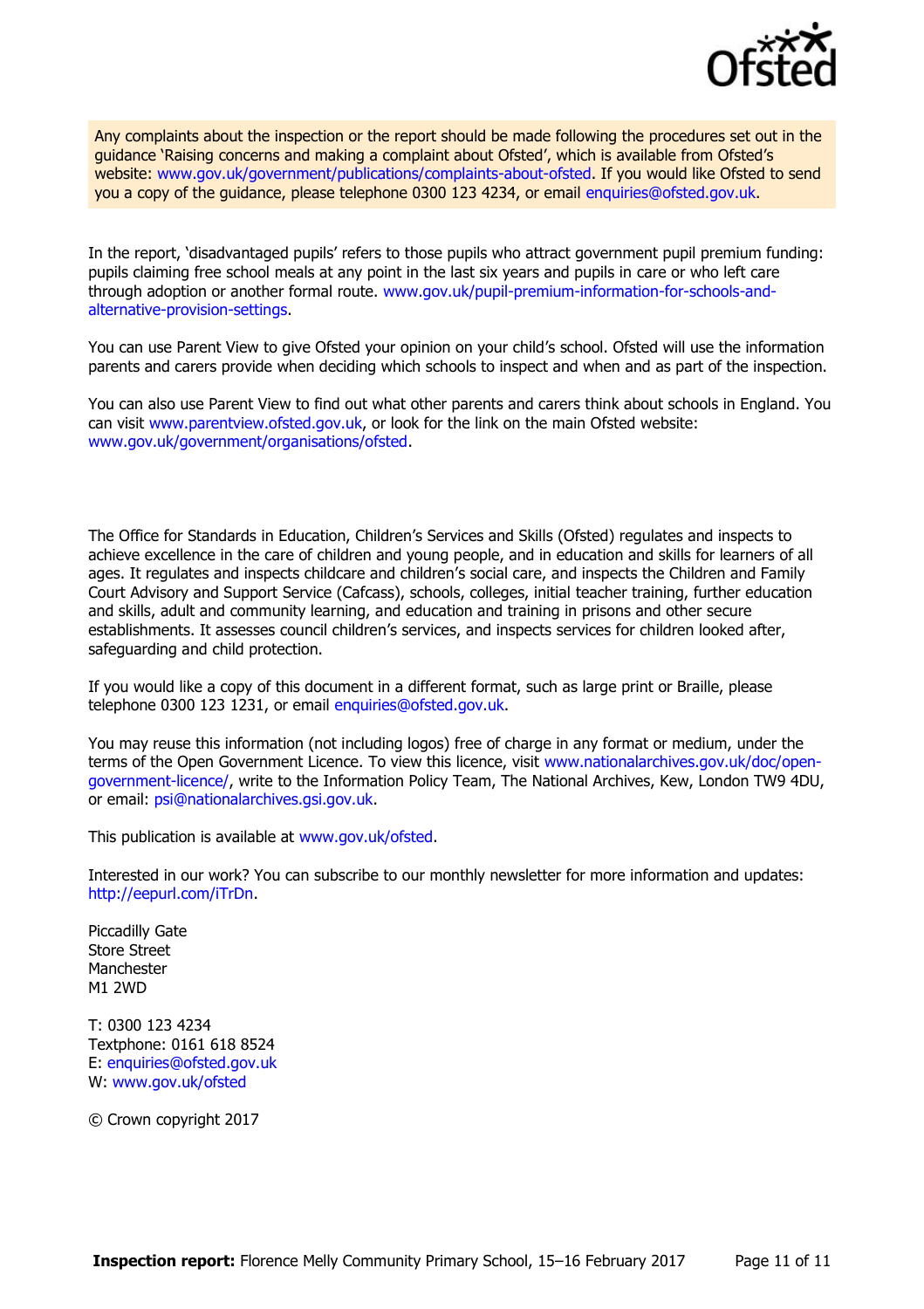Any complaints about the inspection or the report should be made following the procedures set out in the guidance 'Raising concerns and making a complaint about Ofsted', which is available from Ofsted's website: www.gov.uk/government/publications/complaints-about-ofsted. If you would like Ofsted to send you a copy of the guidance, please telephone 0300 123 4234, or email enquiries@ofsted.gov.uk.

In the report, 'disadvantaged pupils' refers to those pupils who attract government pupil premium funding: pupils claiming free school meals at any point in the last six years and pupils in care or who left care through adoption or another formal route. www.gov.uk/pupil-premium-information-for-schools-and-alternative-provision-settings.

You can use Parent View to give Ofsted your opinion on your child's school. Ofsted will use the information parents and carers provide when deciding which schools to inspect and when and as part of the inspection.

You can also use Parent View to find out what other parents and carers think about schools in England. You can visit www.parentview.ofsted.gov.uk, or look for the link on the main Ofsted website: www.gov.uk/government/organisations/ofsted.

The Office for Standards in Education, Children's Services and Skills (Ofsted) regulates and inspects to achieve excellence in the care of children and young people, and in education and skills for learners of all ages. It regulates and inspects childcare and children's social care, and inspects the Children and Family Court Advisory and Support Service (Cafcass), schools, colleges, initial teacher training, further education and skills, adult and community learning, and education and training in prisons and other secure establishments. It assesses council children's services, and inspects services for children looked after, safeguarding and child protection.

If you would like a copy of this document in a different format, such as large print or Braille, please telephone 0300 123 1231, or email enquiries@ofsted.gov.uk.

You may reuse this information (not including logos) free of charge in any format or medium, under the terms of the Open Government Licence. To view this licence, visit www.nationalarchives.gov.uk/doc/open-government-licence/, write to the Information Policy Team, The National Archives, Kew, London TW9 4DU, or email: psi@nationalarchives.gsi.gov.uk.

This publication is available at www.gov.uk/ofsted.

Interested in our work? You can subscribe to our monthly newsletter for more information and updates: http://eepurl.com/iTrDn.

Piccadilly Gate
Store Street
Manchester
M1 2WD

T: 0300 123 4234
Textphone: 0161 618 8524
E: enquiries@ofsted.gov.uk
W: www.gov.uk/ofsted

© Crown copyright 2017